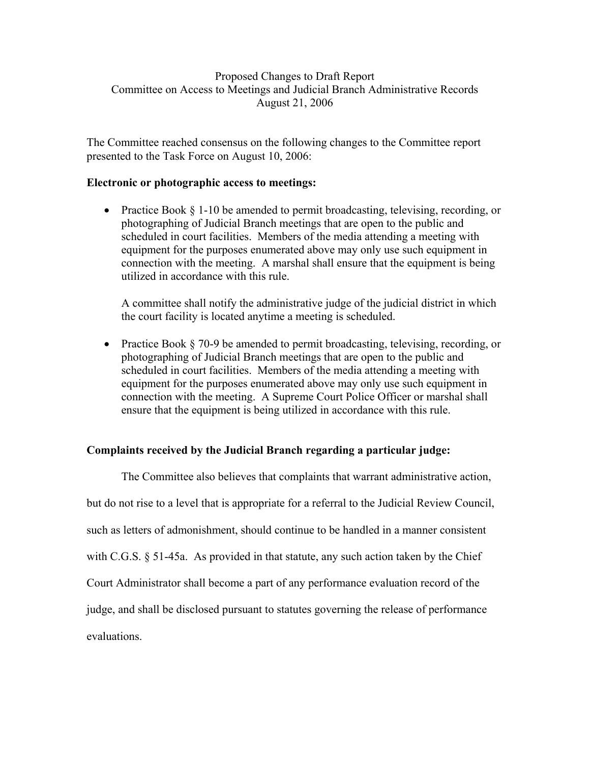Proposed Changes to Draft Report
Committee on Access to Meetings and Judicial Branch Administrative Records
August 21, 2006

The Committee reached consensus on the following changes to the Committee report presented to the Task Force on August 10, 2006:

**Electronic or photographic access to meetings:**

- Practice Book § 1-10 be amended to permit broadcasting, televising, recording, or photographing of Judicial Branch meetings that are open to the public and scheduled in court facilities. Members of the media attending a meeting with equipment for the purposes enumerated above may only use such equipment in connection with the meeting. A marshal shall ensure that the equipment is being utilized in accordance with this rule.

  A committee shall notify the administrative judge of the judicial district in which the court facility is located anytime a meeting is scheduled.

- Practice Book § 70-9 be amended to permit broadcasting, televising, recording, or photographing of Judicial Branch meetings that are open to the public and scheduled in court facilities. Members of the media attending a meeting with equipment for the purposes enumerated above may only use such equipment in connection with the meeting. A Supreme Court Police Officer or marshal shall ensure that the equipment is being utilized in accordance with this rule.

**Complaints received by the Judicial Branch regarding a particular judge:**

The Committee also believes that complaints that warrant administrative action, but do not rise to a level that is appropriate for a referral to the Judicial Review Council, such as letters of admonishment, should continue to be handled in a manner consistent with C.G.S. § 51-45a. As provided in that statute, any such action taken by the Chief Court Administrator shall become a part of any performance evaluation record of the judge, and shall be disclosed pursuant to statutes governing the release of performance evaluations.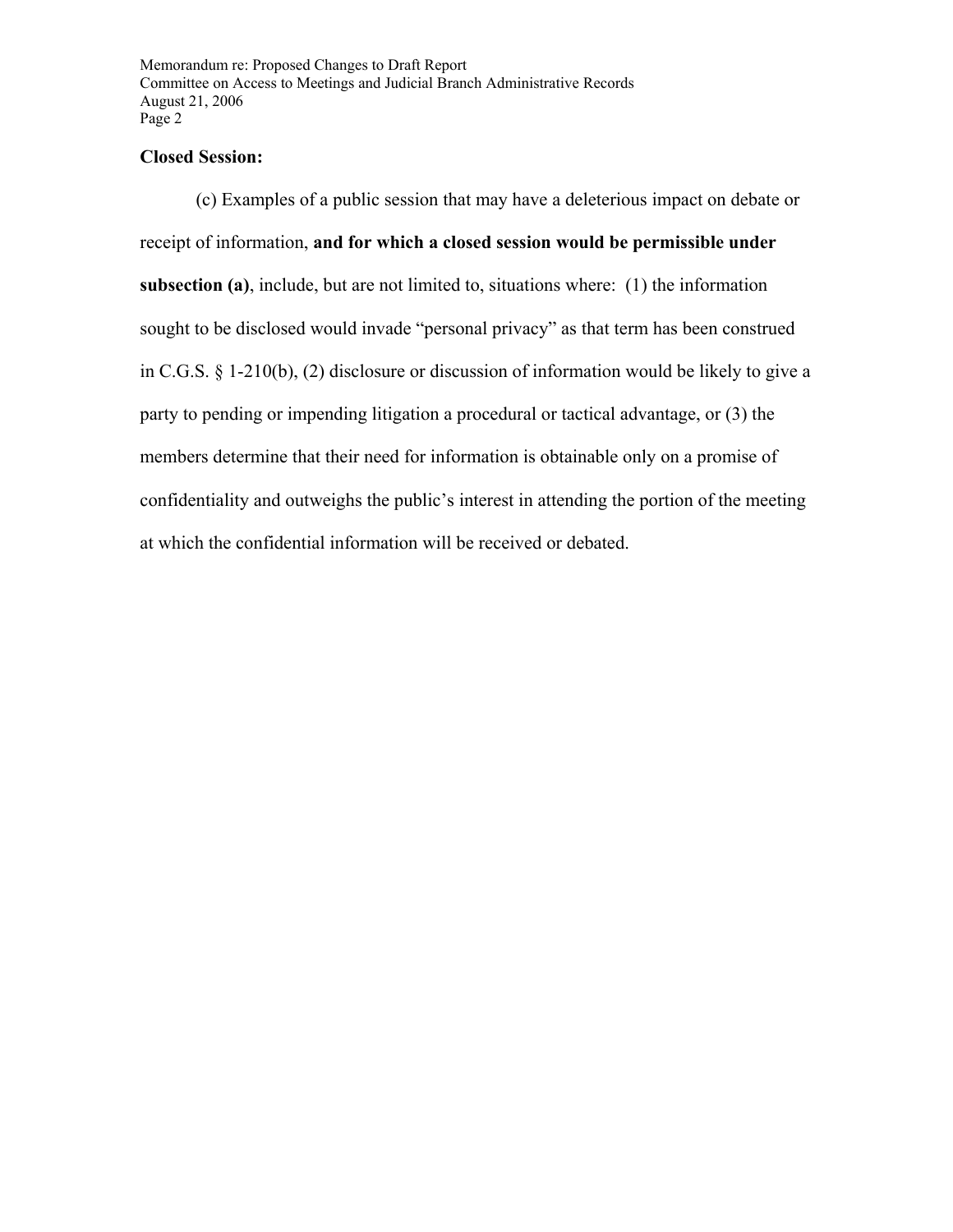**Closed Session:**

(c) Examples of a public session that may have a deleterious impact on debate or receipt of information, **and for which a closed session would be permissible under subsection (a)**, include, but are not limited to, situations where: (1) the information sought to be disclosed would invade "personal privacy" as that term has been construed in C.G.S. § 1-210(b), (2) disclosure or discussion of information would be likely to give a party to pending or impending litigation a procedural or tactical advantage, or (3) the members determine that their need for information is obtainable only on a promise of confidentiality and outweighs the public's interest in attending the portion of the meeting at which the confidential information will be received or debated.